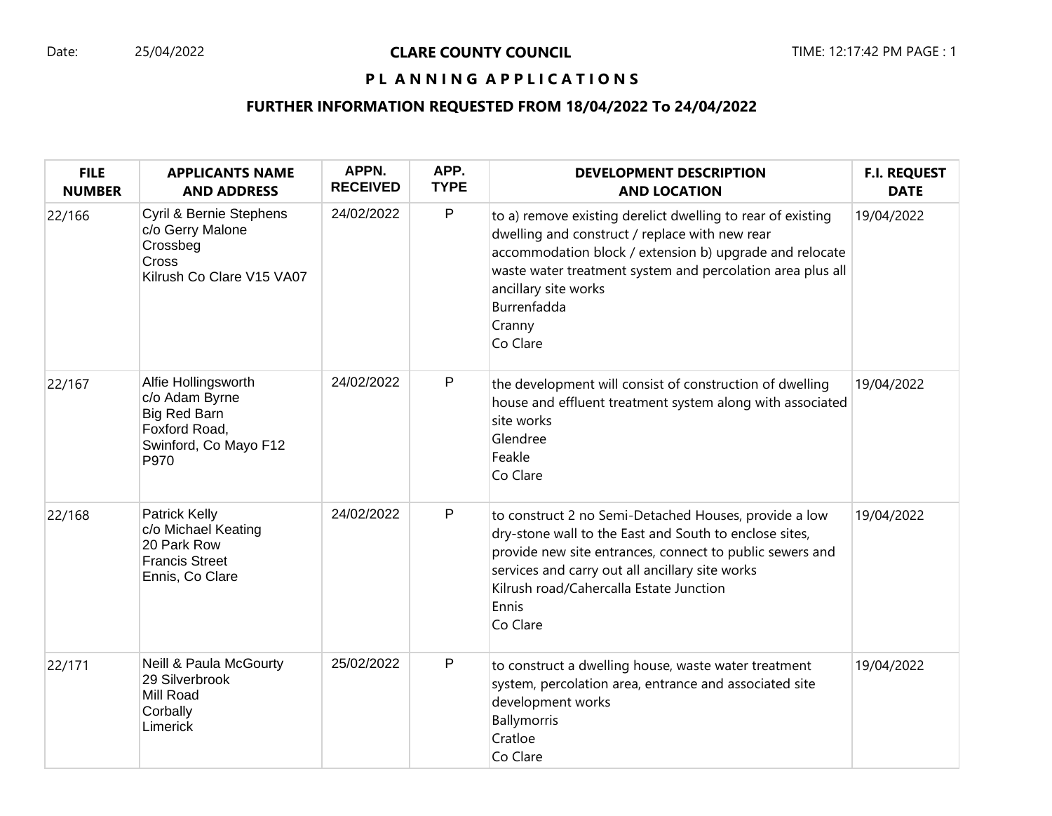Date: 25/04/2022

# CLARE COUNTY COUNCIL

TIME: 12:17:42 PM

## PLANNING APPLICATIONS

### FURTHER INFORMATION REQUESTED FROM 18/04/2022 To 24/04/2022

| FILE NUMBER | APPLICANTS NAME AND ADDRESS | APPN. RECEIVED | APP. TYPE | DEVELOPMENT DESCRIPTION AND LOCATION | F.I. REQUEST DATE |
|---|---|---|---|---|---|
| 22/166 | Cyril & Bernie Stephens<br>c/o Gerry Malone<br>Crossbeg<br>Cross<br>Kilrush Co Clare V15 VA07 | 24/02/2022 | P | to a) remove existing derelict dwelling to rear of existing dwelling and construct / replace with new rear accommodation block / extension b) upgrade and relocate waste water treatment system and percolation area plus all ancillary site works<br>Burrenfadda<br>Cranny<br>Co Clare | 19/04/2022 |
| 22/167 | Alfie Hollingsworth<br>c/o Adam Byrne<br>Big Red Barn<br>Foxford Road,<br>Swinford, Co Mayo F12 P970 | 24/02/2022 | P | the development will consist of construction of dwelling house and effluent treatment system along with associated site works<br>Glendree<br>Feakle<br>Co Clare | 19/04/2022 |
| 22/168 | Patrick Kelly<br>c/o Michael Keating<br>20 Park Row<br>Francis Street<br>Ennis, Co Clare | 24/02/2022 | P | to construct 2 no Semi-Detached Houses, provide a low dry-stone wall to the East and South to enclose sites, provide new site entrances, connect to public sewers and services and carry out all ancillary site works<br>Kilrush road/Cahercalla Estate Junction<br>Ennis<br>Co Clare | 19/04/2022 |
| 22/171 | Neill & Paula McGourty<br>29 Silverbrook<br>Mill Road<br>Corbally<br>Limerick | 25/02/2022 | P | to construct a dwelling house, waste water treatment system, percolation area, entrance and associated site development works<br>Ballymorris<br>Cratloe<br>Co Clare | 19/04/2022 |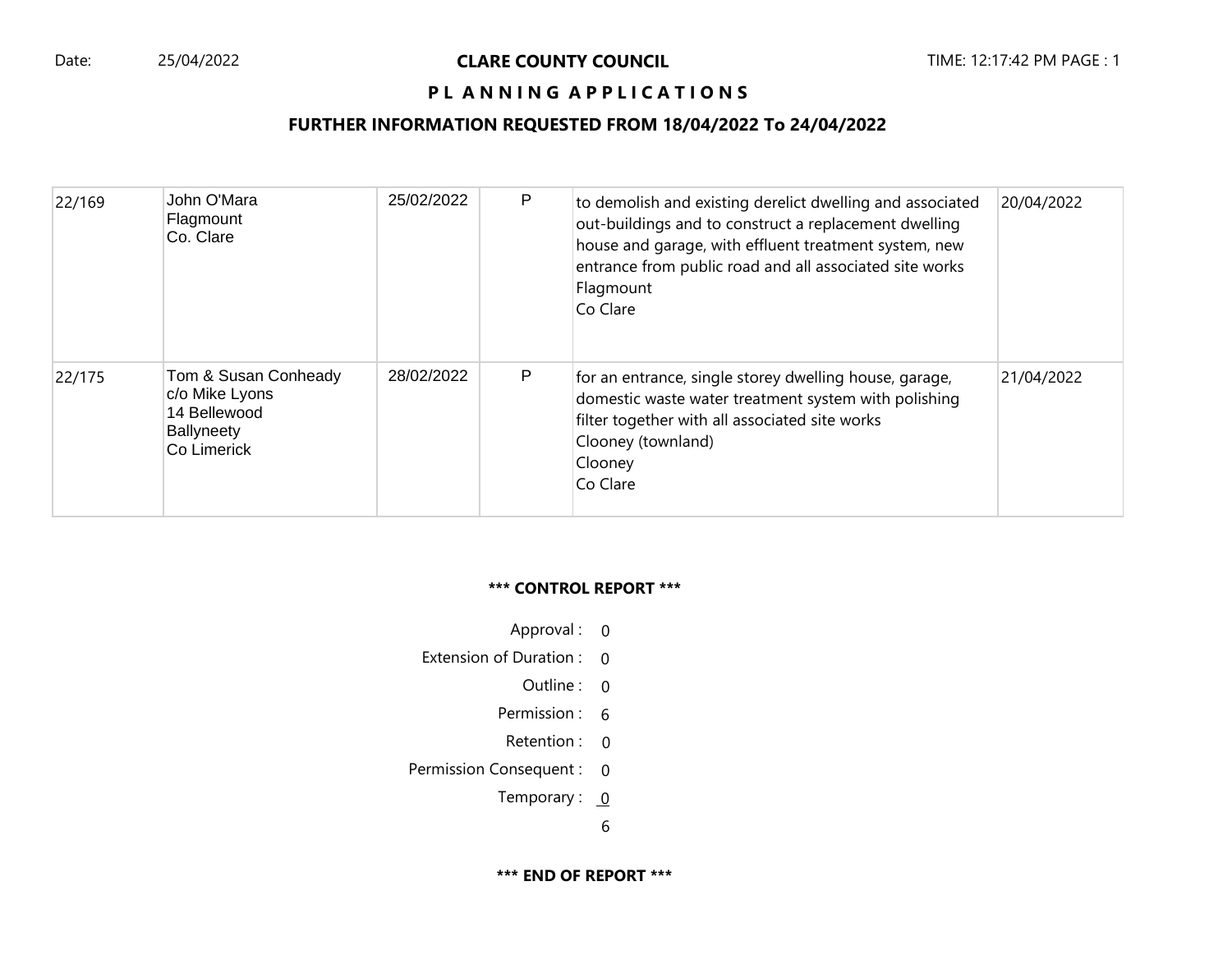Date: 25/04/2022

# CLARE COUNTY COUNCIL

TIME: 12:17:42 PM PAGE : 1

## P L A N N I N G A P P L I C A T I O N S

### FURTHER INFORMATION REQUESTED FROM 18/04/2022 To 24/04/2022

| | | | | | |
|---|---|---|---|---|---|
| 22/169 | John O'Mara<br>Flagmount<br>Co. Clare | 25/02/2022 | P | to demolish and existing derelict dwelling and associated out-buildings and to construct a replacement dwelling house and garage, with effluent treatment system, new entrance from public road and all associated site works<br>Flagmount<br>Co Clare | 20/04/2022 |
| 22/175 | Tom & Susan Conheady<br>c/o Mike Lyons<br>14 Bellewood<br>Ballyneety<br>Co Limerick | 28/02/2022 | P | for an entrance, single storey dwelling house, garage, domestic waste water treatment system with polishing filter together with all associated site works<br>Clooney (townland)<br>Clooney<br>Co Clare | 21/04/2022 |

**\*\*\* CONTROL REPORT \*\*\***

| | |
|---|---|
| Approval : | 0 |
| Extension of Duration : | 0 |
| Outline : | 0 |
| Permission : | 6 |
| Retention : | 0 |
| Permission Consequent : | 0 |
| Temporary : | 0 |
| | 6 |

**\*\*\* END OF REPORT \*\*\***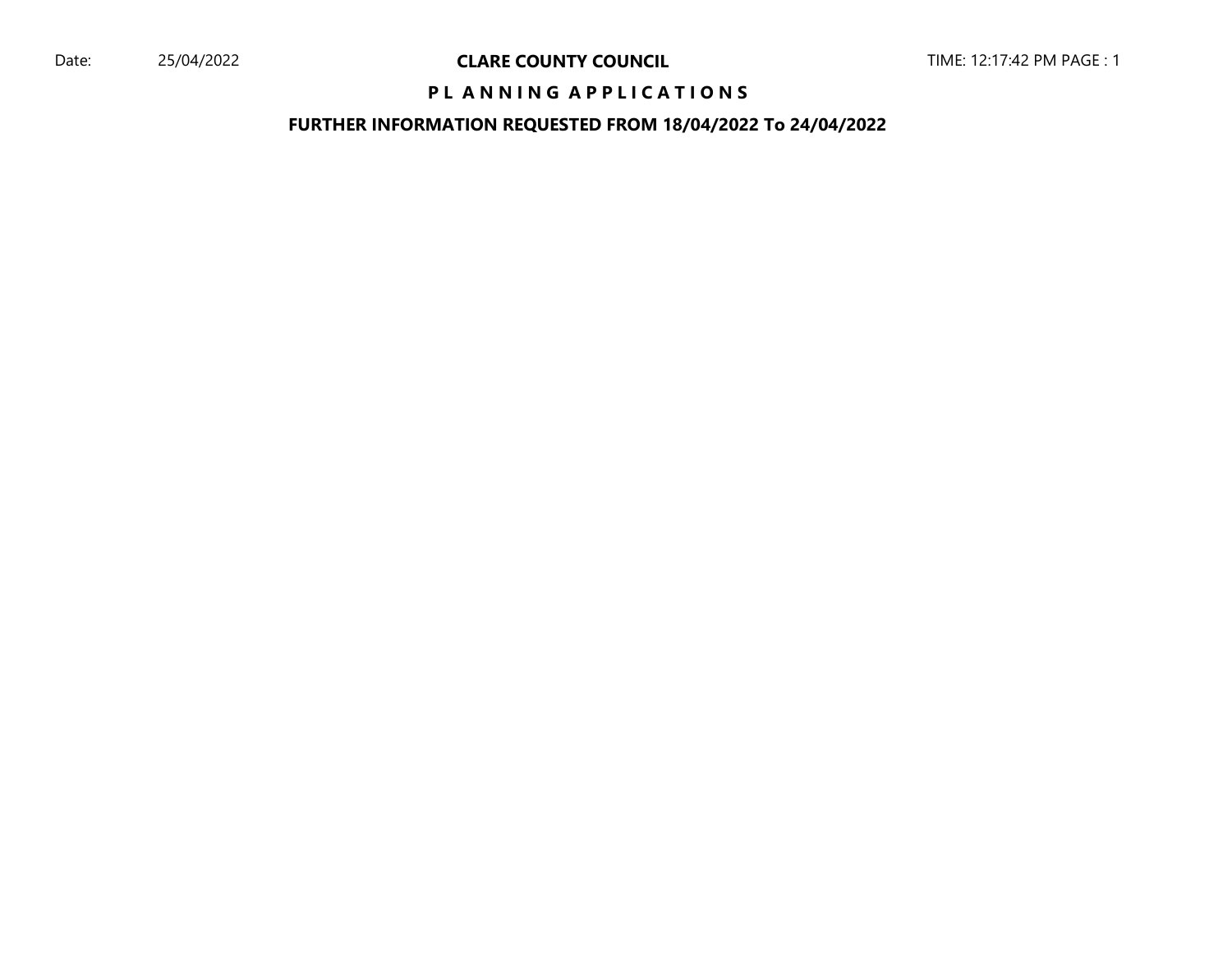Date: 25/04/2022

# CLARE COUNTY COUNCIL

TIME: 12:17:42 PM PAGE : 1

## P L A N N I N G  A P P L I C A T I O N S

### FURTHER INFORMATION REQUESTED FROM 18/04/2022 To 24/04/2022